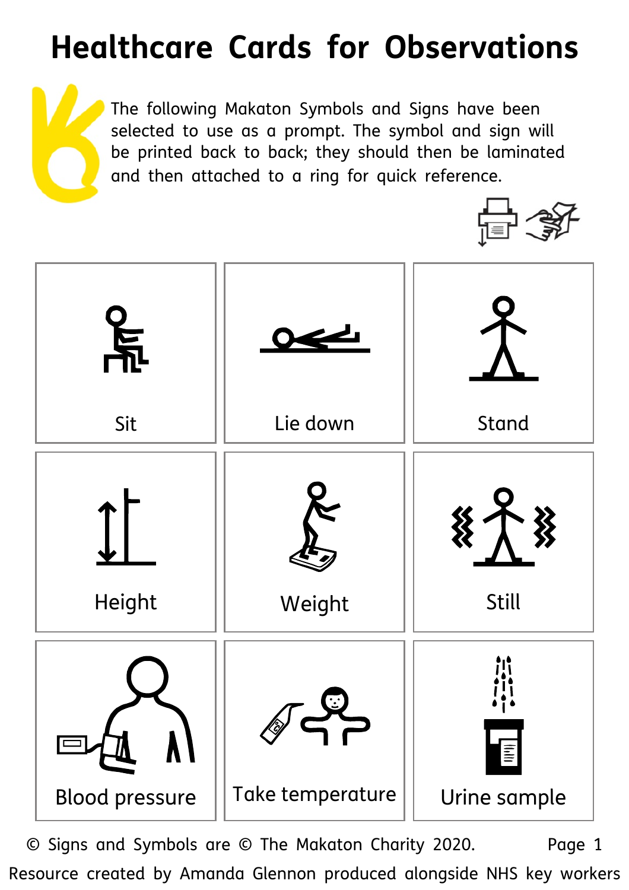# Healthcare Cards for Observations

The following Makaton Symbols and Signs have been selected to use as a prompt. The symbol and sign will be printed back to back; they should then be laminated and then attached to a ring for quick reference.

| | | |
|---|---|---|
| Sit | Lie down | Stand |
| Height | Weight | Still |
| Blood pressure | Take temperature | Urine sample |

© Signs and Symbols are © The Makaton Charity 2020.

Resource created by Amanda Glennon produced alongside NHS key workers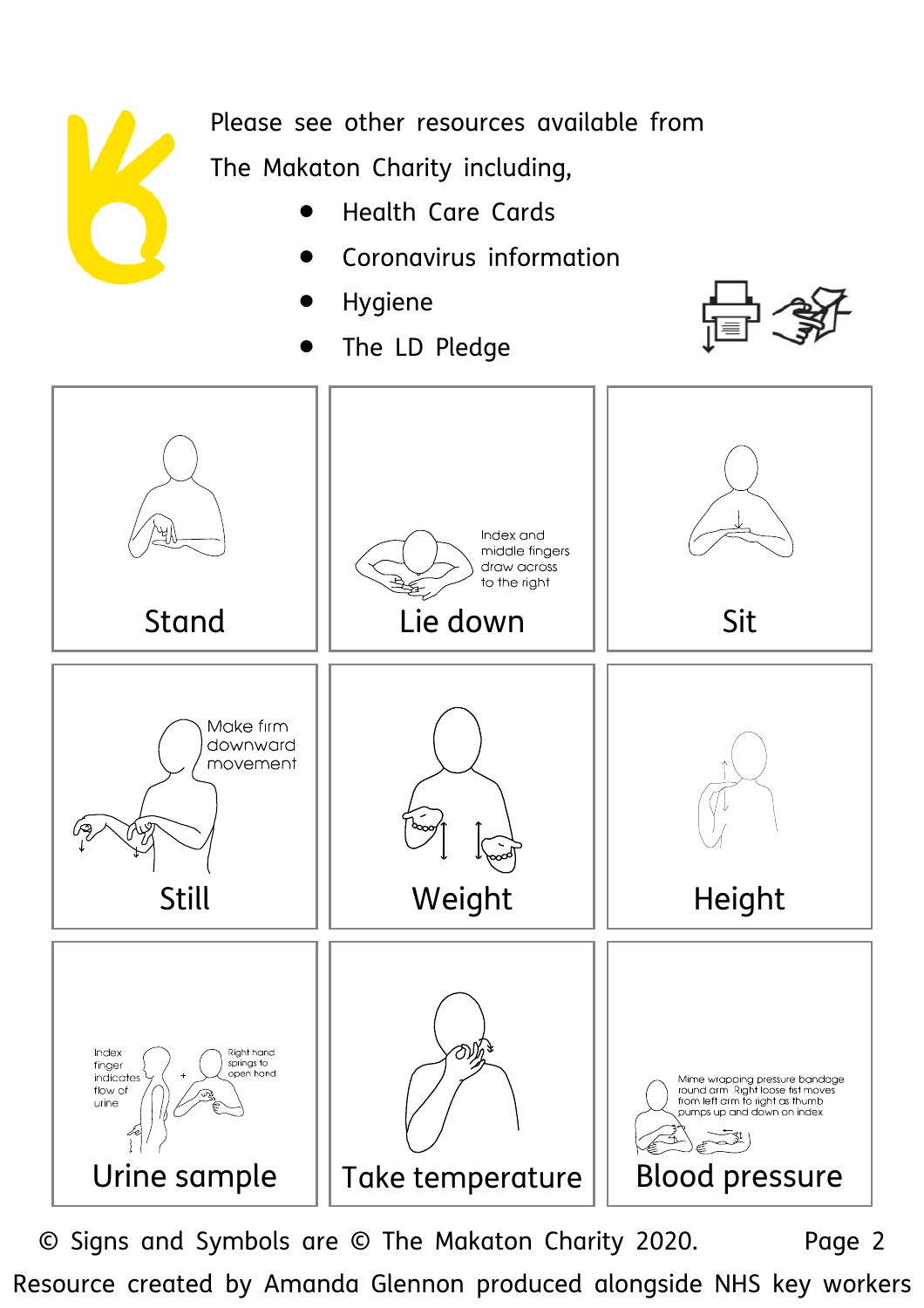Please see other resources available from The Makaton Charity including,

- Health Care Cards
- Coronavirus information
- Hygiene
- The LD Pledge

| | | |
|---|---|---|
| Stand | Index and middle fingers draw across to the right<br>Lie down | Sit |
| Make firm downward movement<br>Still | Weight | Height |
| Index finger indicates flow of urine + Right hand springs to open hand<br>Urine sample | Take temperature | Mime wrapping pressure bandage round arm. Right loose fist moves from left arm to right as thumb pumps up and down on index<br>Blood pressure |

© Signs and Symbols are © The Makaton Charity 2020.

Resource created by Amanda Glennon produced alongside NHS key workers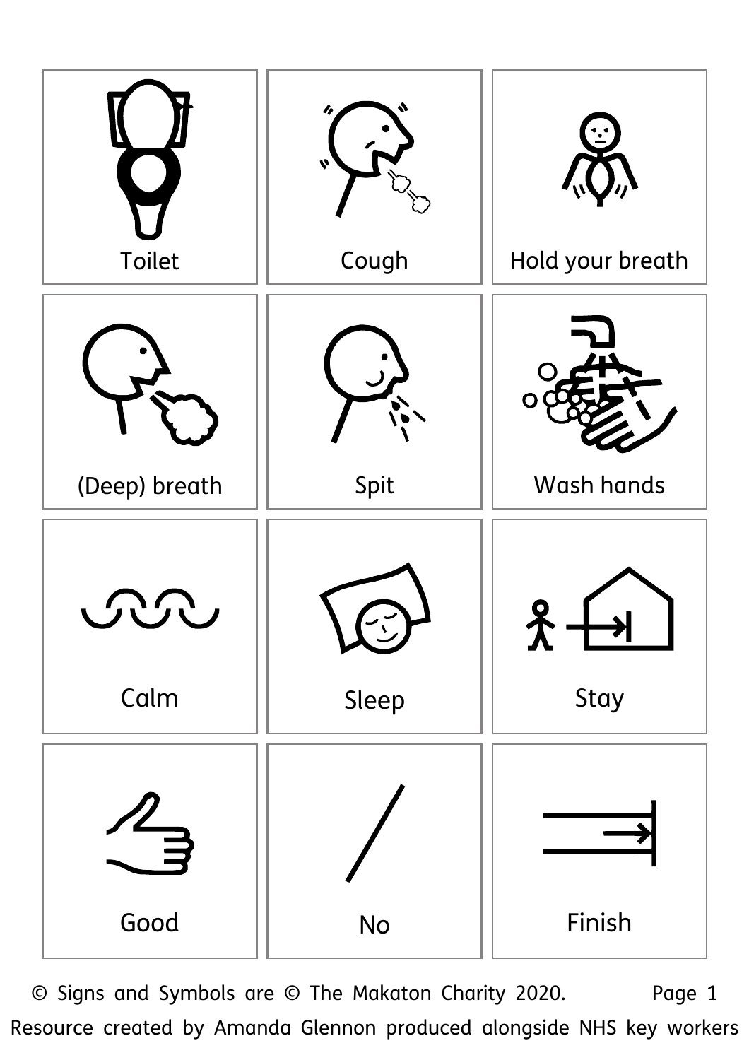| | | |
|---|---|---|
| Toilet | Cough | Hold your breath |
| (Deep) breath | Spit | Wash hands |
| Calm | Sleep | Stay |
| Good | No | Finish |

© Signs and Symbols are © The Makaton Charity 2020.

Resource created by Amanda Glennon produced alongside NHS key workers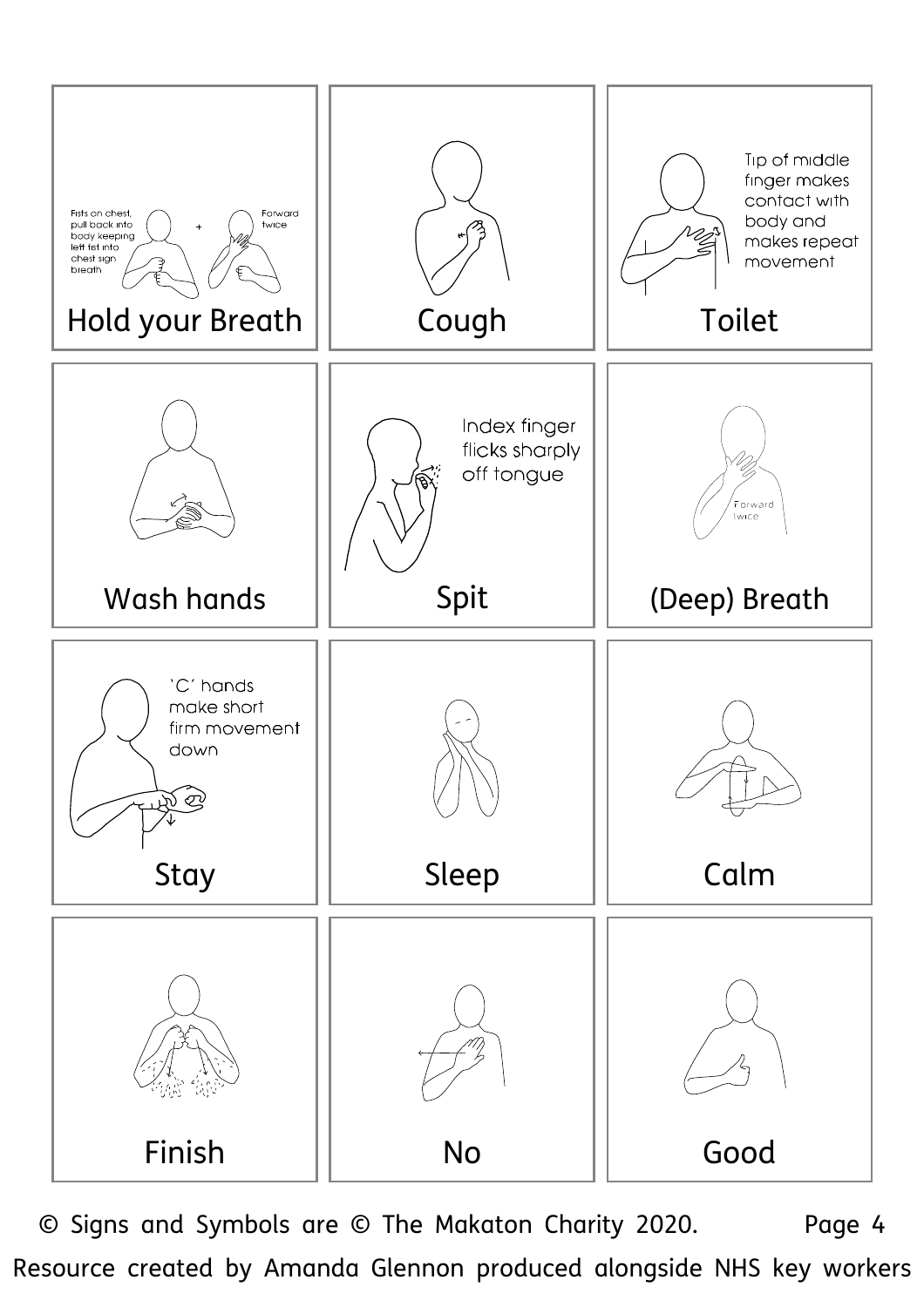Fists on chest, pull back into body keeping left fist into chest sign breath + Forward twice

Hold your Breath

Cough

Tip of middle finger makes contact with body and makes repeat movement

Toilet

Wash hands

Index finger flicks sharply off tongue

Spit

Forward twice

(Deep) Breath

'C' hands make short firm movement down

Stay

Sleep

Calm

Finish

No

Good

© Signs and Symbols are © The Makaton Charity 2020.

Resource created by Amanda Glennon produced alongside NHS key workers